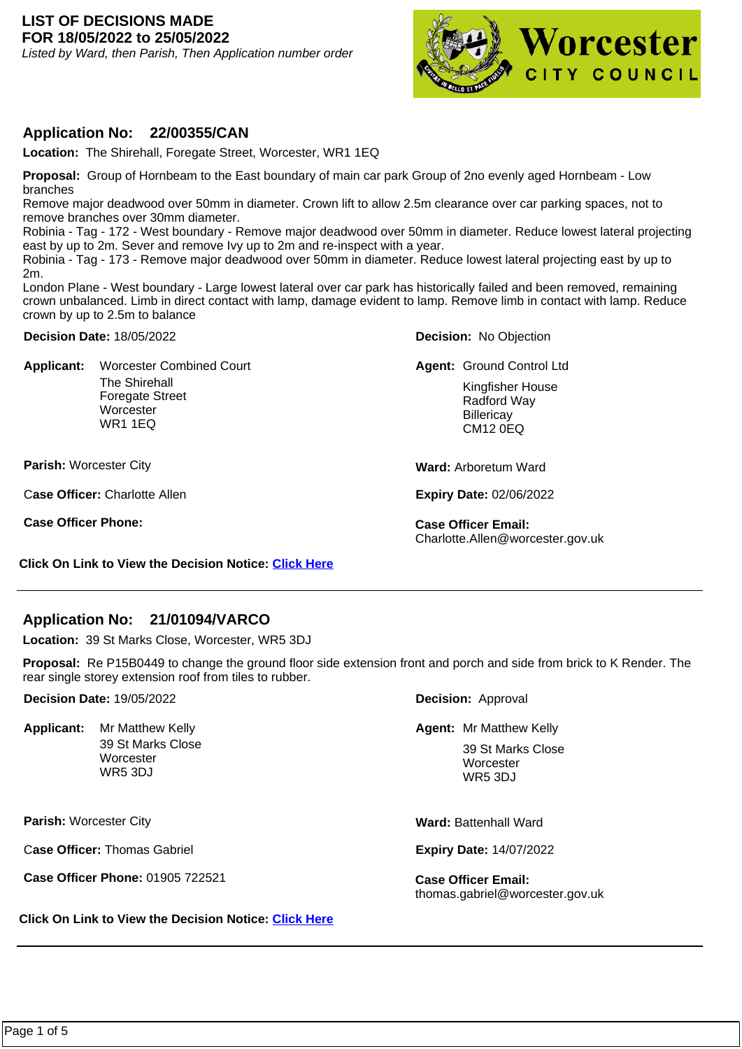# LIST OF DECISIONS MADE FOR 18/05/2022 to 25/05/2022

*Listed by Ward, then Parish, Then Application number order*

Worcester CITY COUNCIL

## Application No: 22/00355/CAN

**Location:** The Shirehall, Foregate Street, Worcester, WR1 1EQ

**Proposal:** Group of Hornbeam to the East boundary of main car park Group of 2no evenly aged Hornbeam - Low branches
Remove major deadwood over 50mm in diameter. Crown lift to allow 2.5m clearance over car parking spaces, not to remove branches over 30mm diameter.
Robinia - Tag - 172 - West boundary - Remove major deadwood over 50mm in diameter. Reduce lowest lateral projecting east by up to 2m. Sever and remove Ivy up to 2m and re-inspect with a year.
Robinia - Tag - 173 - Remove major deadwood over 50mm in diameter. Reduce lowest lateral projecting east by up to 2m.
London Plane - West boundary - Large lowest lateral over car park has historically failed and been removed, remaining crown unbalanced. Limb in direct contact with lamp, damage evident to lamp. Remove limb in contact with lamp. Reduce crown by up to 2.5m to balance

**Decision Date:** 18/05/2022

**Decision:** No Objection

**Applicant:** Worcester Combined Court
The Shirehall
Foregate Street
Worcester
WR1 1EQ

**Agent:** Ground Control Ltd
Kingfisher House
Radford Way
Billericay
CM12 0EQ

**Parish:** Worcester City

**Ward:** Arboretum Ward

**Case Officer:** Charlotte Allen

**Expiry Date:** 02/06/2022

**Case Officer Phone:**

**Case Officer Email:** Charlotte.Allen@worcester.gov.uk

**Click On Link to View the Decision Notice:** Click Here

---

## Application No: 21/01094/VARCO

**Location:** 39 St Marks Close, Worcester, WR5 3DJ

**Proposal:** Re P15B0449 to change the ground floor side extension front and porch and side from brick to K Render. The rear single storey extension roof from tiles to rubber.

**Decision Date:** 19/05/2022

**Decision:** Approval

**Applicant:** Mr Matthew Kelly
39 St Marks Close
Worcester
WR5 3DJ

**Agent:** Mr Matthew Kelly
39 St Marks Close
Worcester
WR5 3DJ

**Parish:** Worcester City

**Ward:** Battenhall Ward

**Case Officer:** Thomas Gabriel

**Expiry Date:** 14/07/2022

**Case Officer Phone:** 01905 722521

**Case Officer Email:** thomas.gabriel@worcester.gov.uk

**Click On Link to View the Decision Notice:** Click Here

---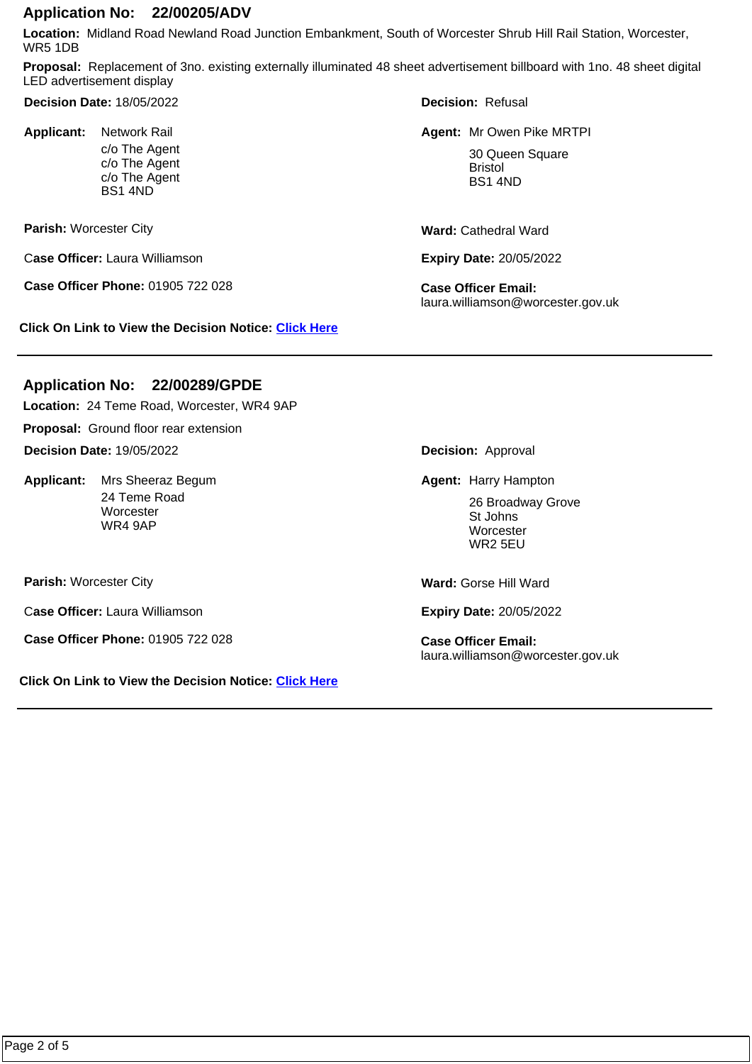## Application No: 22/00205/ADV

**Location:** Midland Road Newland Road Junction Embankment, South of Worcester Shrub Hill Rail Station, Worcester, WR5 1DB

**Proposal:** Replacement of 3no. existing externally illuminated 48 sheet advertisement billboard with 1no. 48 sheet digital LED advertisement display

**Decision Date:** 18/05/2022

**Decision:** Refusal

**Applicant:** Network Rail
c/o The Agent
c/o The Agent
c/o The Agent
BS1 4ND

**Agent:** Mr Owen Pike MRTPI
30 Queen Square
Bristol
BS1 4ND

**Parish:** Worcester City

**Ward:** Cathedral Ward

**Case Officer:** Laura Williamson

**Expiry Date:** 20/05/2022

**Case Officer Phone:** 01905 722 028

**Case Officer Email:** laura.williamson@worcester.gov.uk

**Click On Link to View the Decision Notice:** Click Here

---

## Application No: 22/00289/GPDE

**Location:** 24 Teme Road, Worcester, WR4 9AP

**Proposal:** Ground floor rear extension

**Decision Date:** 19/05/2022

**Decision:** Approval

**Applicant:** Mrs Sheeraz Begum
24 Teme Road
Worcester
WR4 9AP

**Agent:** Harry Hampton
26 Broadway Grove
St Johns
Worcester
WR2 5EU

**Parish:** Worcester City

**Ward:** Gorse Hill Ward

**Case Officer:** Laura Williamson

**Expiry Date:** 20/05/2022

**Case Officer Phone:** 01905 722 028

**Case Officer Email:** laura.williamson@worcester.gov.uk

**Click On Link to View the Decision Notice:** Click Here

---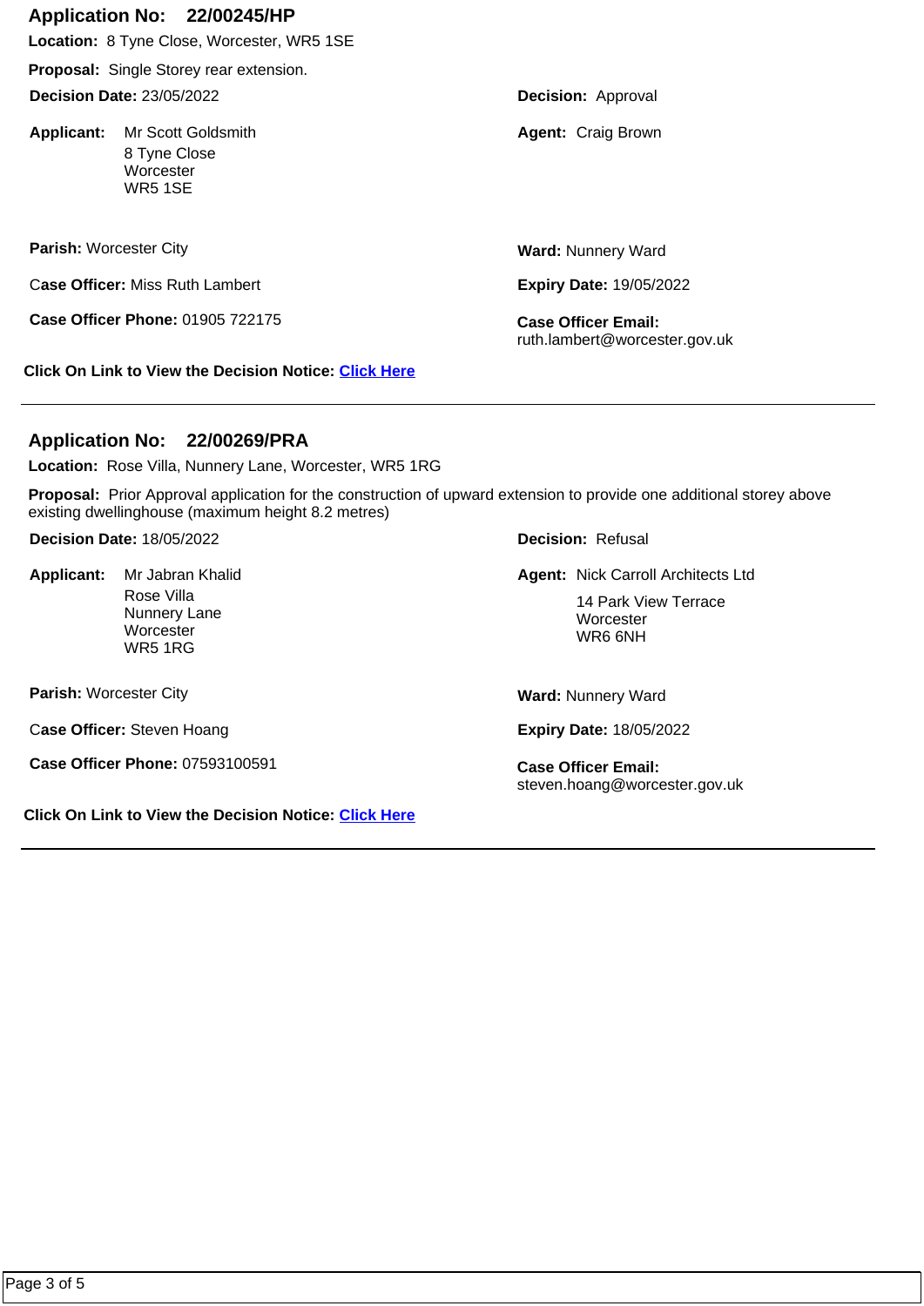## Application No: 22/00245/HP

**Location:** 8 Tyne Close, Worcester, WR5 1SE

**Proposal:** Single Storey rear extension.

**Decision Date:** 23/05/2022

**Decision:** Approval

**Applicant:** Mr Scott Goldsmith
8 Tyne Close
Worcester
WR5 1SE

**Agent:** Craig Brown

**Parish:** Worcester City

**Ward:** Nunnery Ward

**Case Officer:** Miss Ruth Lambert

**Expiry Date:** 19/05/2022

**Case Officer Phone:** 01905 722175

**Case Officer Email:** ruth.lambert@worcester.gov.uk

**Click On Link to View the Decision Notice:** Click Here

---

## Application No: 22/00269/PRA

**Location:** Rose Villa, Nunnery Lane, Worcester, WR5 1RG

**Proposal:** Prior Approval application for the construction of upward extension to provide one additional storey above existing dwellinghouse (maximum height 8.2 metres)

**Decision Date:** 18/05/2022

**Decision:** Refusal

**Applicant:** Mr Jabran Khalid
Rose Villa
Nunnery Lane
Worcester
WR5 1RG

**Agent:** Nick Carroll Architects Ltd
14 Park View Terrace
Worcester
WR6 6NH

**Parish:** Worcester City

**Ward:** Nunnery Ward

**Case Officer:** Steven Hoang

**Expiry Date:** 18/05/2022

**Case Officer Phone:** 07593100591

**Case Officer Email:** steven.hoang@worcester.gov.uk

**Click On Link to View the Decision Notice:** Click Here

---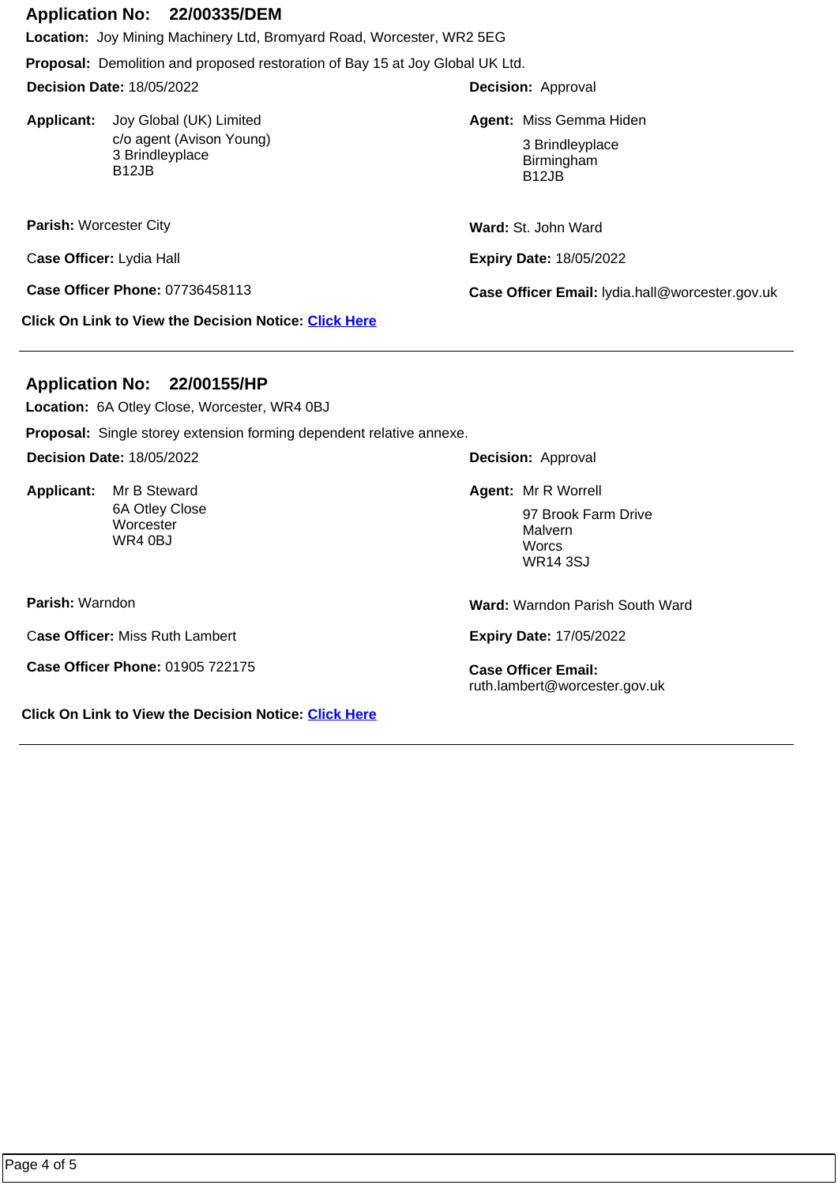## Application No: 22/00335/DEM

**Location:** Joy Mining Machinery Ltd, Bromyard Road, Worcester, WR2 5EG

**Proposal:** Demolition and proposed restoration of Bay 15 at Joy Global UK Ltd.

**Decision Date:** 18/05/2022

**Decision:** Approval

**Applicant:** Joy Global (UK) Limited
c/o agent (Avison Young)
3 Brindleyplace
B12JB

**Agent:** Miss Gemma Hiden
3 Brindleyplace
Birmingham
B12JB

**Parish:** Worcester City

**Ward:** St. John Ward

**Case Officer:** Lydia Hall

**Expiry Date:** 18/05/2022

**Case Officer Phone:** 07736458113

**Case Officer Email:** lydia.hall@worcester.gov.uk

**Click On Link to View the Decision Notice:** Click Here

---

## Application No: 22/00155/HP

**Location:** 6A Otley Close, Worcester, WR4 0BJ

**Proposal:** Single storey extension forming dependent relative annexe.

**Decision Date:** 18/05/2022

**Decision:** Approval

**Applicant:** Mr B Steward
6A Otley Close
Worcester
WR4 0BJ

**Agent:** Mr R Worrell
97 Brook Farm Drive
Malvern
Worcs
WR14 3SJ

**Parish:** Warndon

**Ward:** Warndon Parish South Ward

**Case Officer:** Miss Ruth Lambert

**Expiry Date:** 17/05/2022

**Case Officer Phone:** 01905 722175

**Case Officer Email:** ruth.lambert@worcester.gov.uk

**Click On Link to View the Decision Notice:** Click Here

---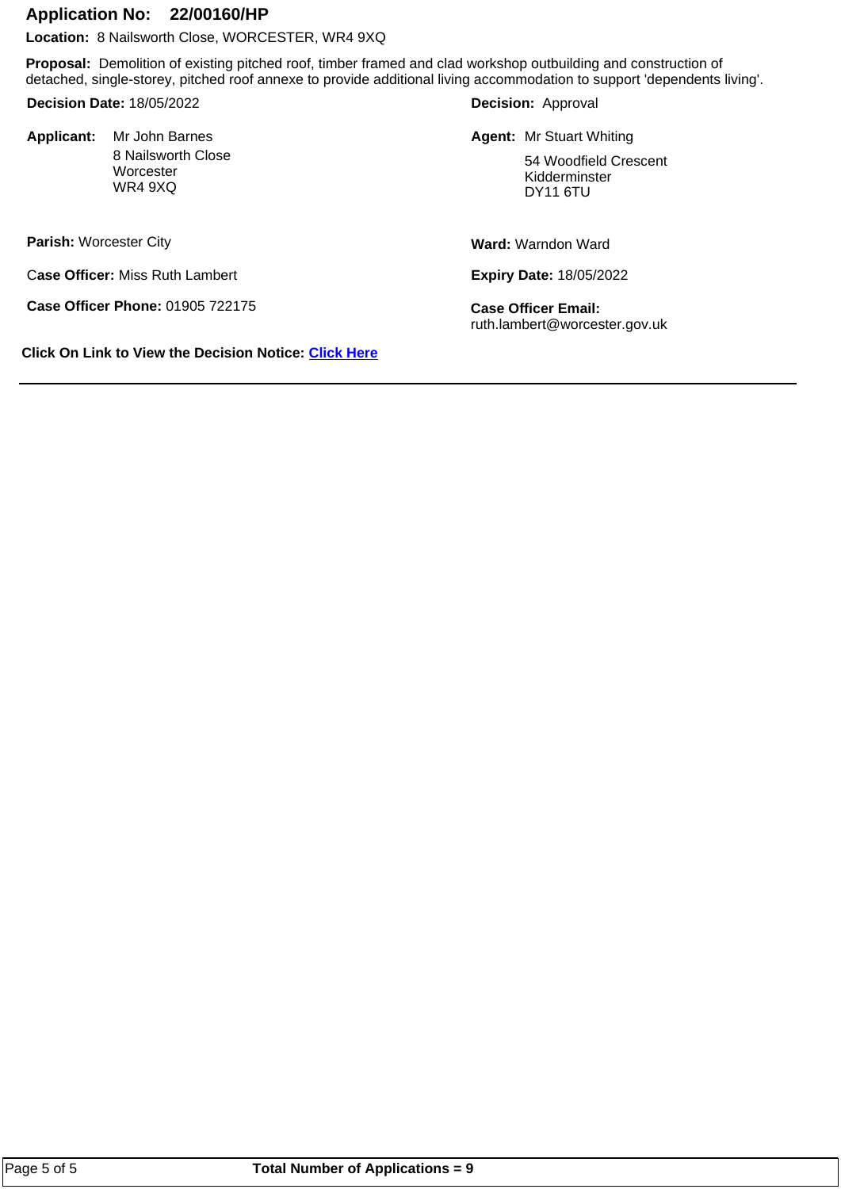## Application No: 22/00160/HP

**Location:** 8 Nailsworth Close, WORCESTER, WR4 9XQ

**Proposal:** Demolition of existing pitched roof, timber framed and clad workshop outbuilding and construction of detached, single-storey, pitched roof annexe to provide additional living accommodation to support 'dependents living'.

**Decision Date:** 18/05/2022

**Decision:** Approval

**Applicant:** Mr John Barnes
8 Nailsworth Close
Worcester
WR4 9XQ

**Agent:** Mr Stuart Whiting
54 Woodfield Crescent
Kidderminster
DY11 6TU

**Parish:** Worcester City

**Ward:** Warndon Ward

**Case Officer:** Miss Ruth Lambert

**Expiry Date:** 18/05/2022

**Case Officer Phone:** 01905 722175

**Case Officer Email:** ruth.lambert@worcester.gov.uk

**Click On Link to View the Decision Notice: Click Here**

---

**Total Number of Applications = 9**